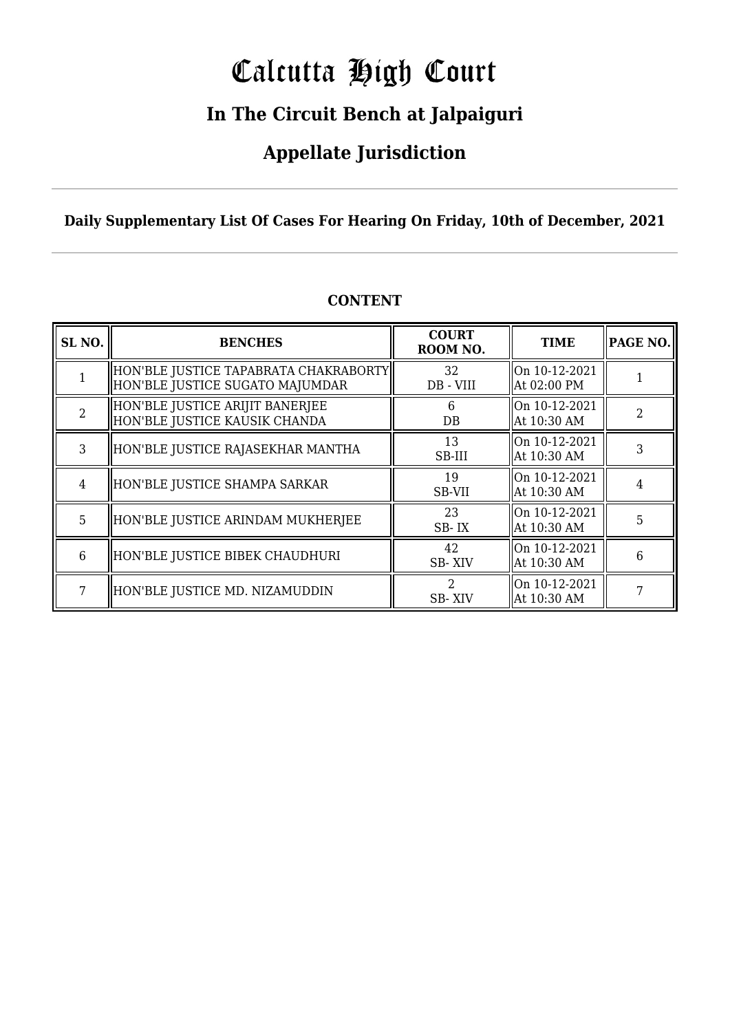# Calcutta High Court

## In The Circuit Bench at Jalpaiguri

## Appellate Jurisdiction

**Daily Supplementary List Of Cases For Hearing On Friday, 10th of December, 2021**

**CONTENT**

| SL NO. | BENCHES | COURT ROOM NO. | TIME | PAGE NO. |
|---|---|---|---|---|
| 1 | HON'BLE JUSTICE TAPABRATA CHAKRABORTY<br>HON'BLE JUSTICE SUGATO MAJUMDAR | 32<br>DB - VIII | On 10-12-2021<br>At 02:00 PM | 1 |
| 2 | HON'BLE JUSTICE ARIJIT BANERJEE<br>HON'BLE JUSTICE KAUSIK CHANDA | 6<br>DB | On 10-12-2021<br>At 10:30 AM | 2 |
| 3 | HON'BLE JUSTICE RAJASEKHAR MANTHA | 13<br>SB-III | On 10-12-2021<br>At 10:30 AM | 3 |
| 4 | HON'BLE JUSTICE SHAMPA SARKAR | 19<br>SB-VII | On 10-12-2021<br>At 10:30 AM | 4 |
| 5 | HON'BLE JUSTICE ARINDAM MUKHERJEE | 23<br>SB- IX | On 10-12-2021<br>At 10:30 AM | 5 |
| 6 | HON'BLE JUSTICE BIBEK CHAUDHURI | 42<br>SB- XIV | On 10-12-2021<br>At 10:30 AM | 6 |
| 7 | HON'BLE JUSTICE MD. NIZAMUDDIN | 2<br>SB- XIV | On 10-12-2021<br>At 10:30 AM | 7 |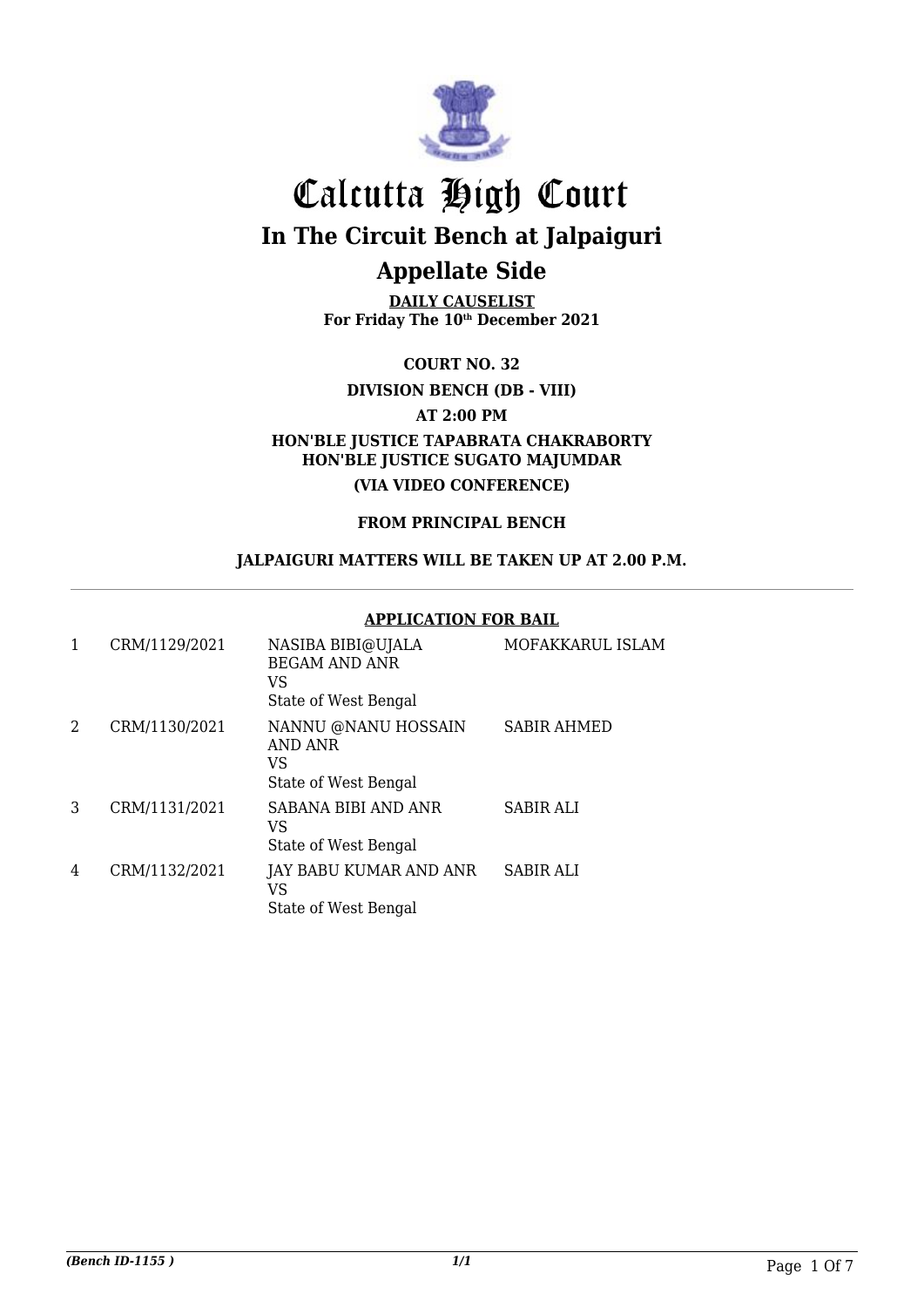# Calcutta High Court

## In The Circuit Bench at Jalpaiguri

## Appellate Side

**DAILY CAUSELIST**
**For Friday The 10th December 2021**

**COURT NO. 32**

**DIVISION BENCH (DB - VIII)**

**AT 2:00 PM**

**HON'BLE JUSTICE TAPABRATA CHAKRABORTY**
**HON'BLE JUSTICE SUGATO MAJUMDAR**

**(VIA VIDEO CONFERENCE)**

**FROM PRINCIPAL BENCH**

**JALPAIGURI MATTERS WILL BE TAKEN UP AT 2.00 P.M.**

---

**APPLICATION FOR BAIL**

| | | | |
|---|---|---|---|
| 1 | CRM/1129/2021 | NASIBA BIBI@UJALA BEGAM AND ANR VS State of West Bengal | MOFAKKARUL ISLAM |
| 2 | CRM/1130/2021 | NANNU @NANU HOSSAIN AND ANR VS State of West Bengal | SABIR AHMED |
| 3 | CRM/1131/2021 | SABANA BIBI AND ANR VS State of West Bengal | SABIR ALI |
| 4 | CRM/1132/2021 | JAY BABU KUMAR AND ANR VS State of West Bengal | SABIR ALI |

*(Bench ID-1155 )* 1/1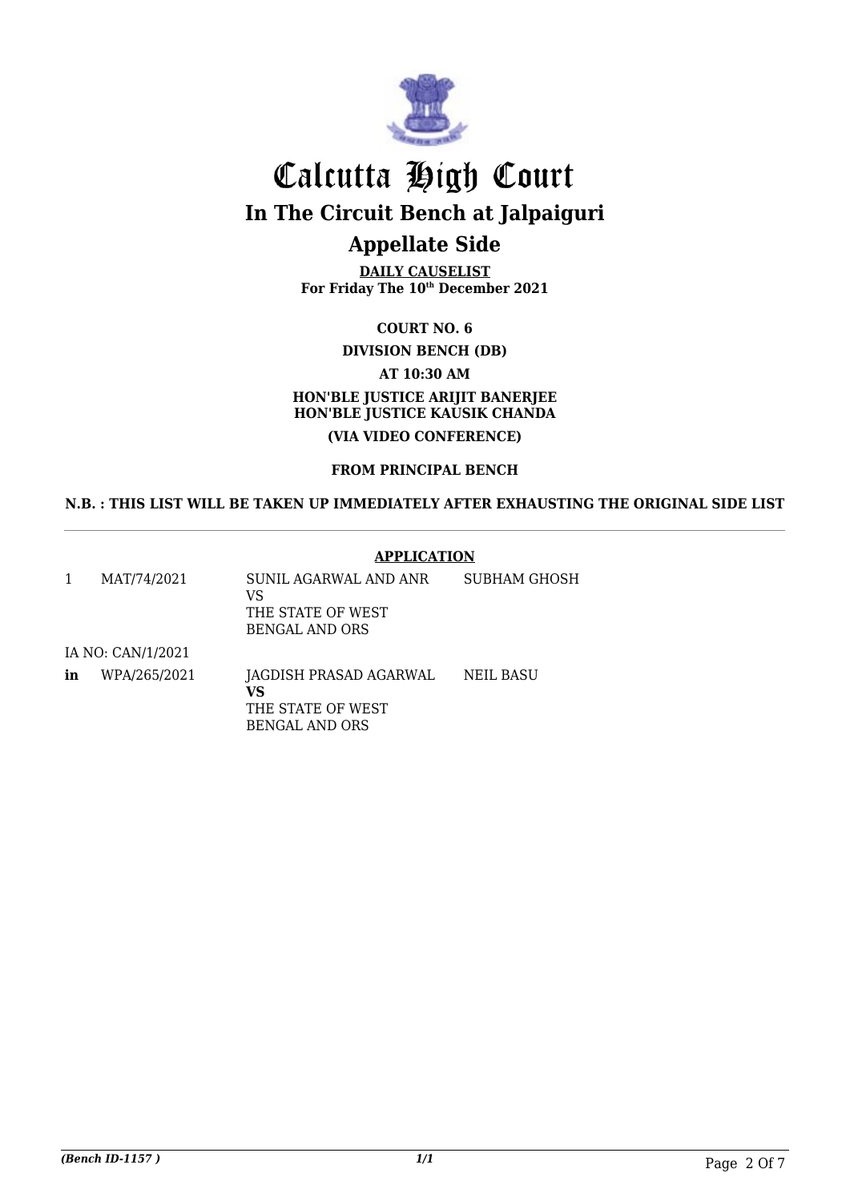# Calcutta High Court

## In The Circuit Bench at Jalpaiguri

## Appellate Side

**DAILY CAUSELIST**
**For Friday The 10th December 2021**

**COURT NO. 6**

**DIVISION BENCH (DB)**

**AT 10:30 AM**

**HON'BLE JUSTICE ARIJIT BANERJEE**
**HON'BLE JUSTICE KAUSIK CHANDA**

**(VIA VIDEO CONFERENCE)**

**FROM PRINCIPAL BENCH**

**N.B. : THIS LIST WILL BE TAKEN UP IMMEDIATELY AFTER EXHAUSTING THE ORIGINAL SIDE LIST**

---

**APPLICATION**

| | | | |
|---|---|---|---|
| 1 | MAT/74/2021 | SUNIL AGARWAL AND ANR<br>VS<br>THE STATE OF WEST BENGAL AND ORS | SUBHAM GHOSH |
| | IA NO: CAN/1/2021 | | |
| **in** | WPA/265/2021 | JAGDISH PRASAD AGARWAL<br>**VS**<br>THE STATE OF WEST BENGAL AND ORS | NEIL BASU |

*(Bench ID-1157 )*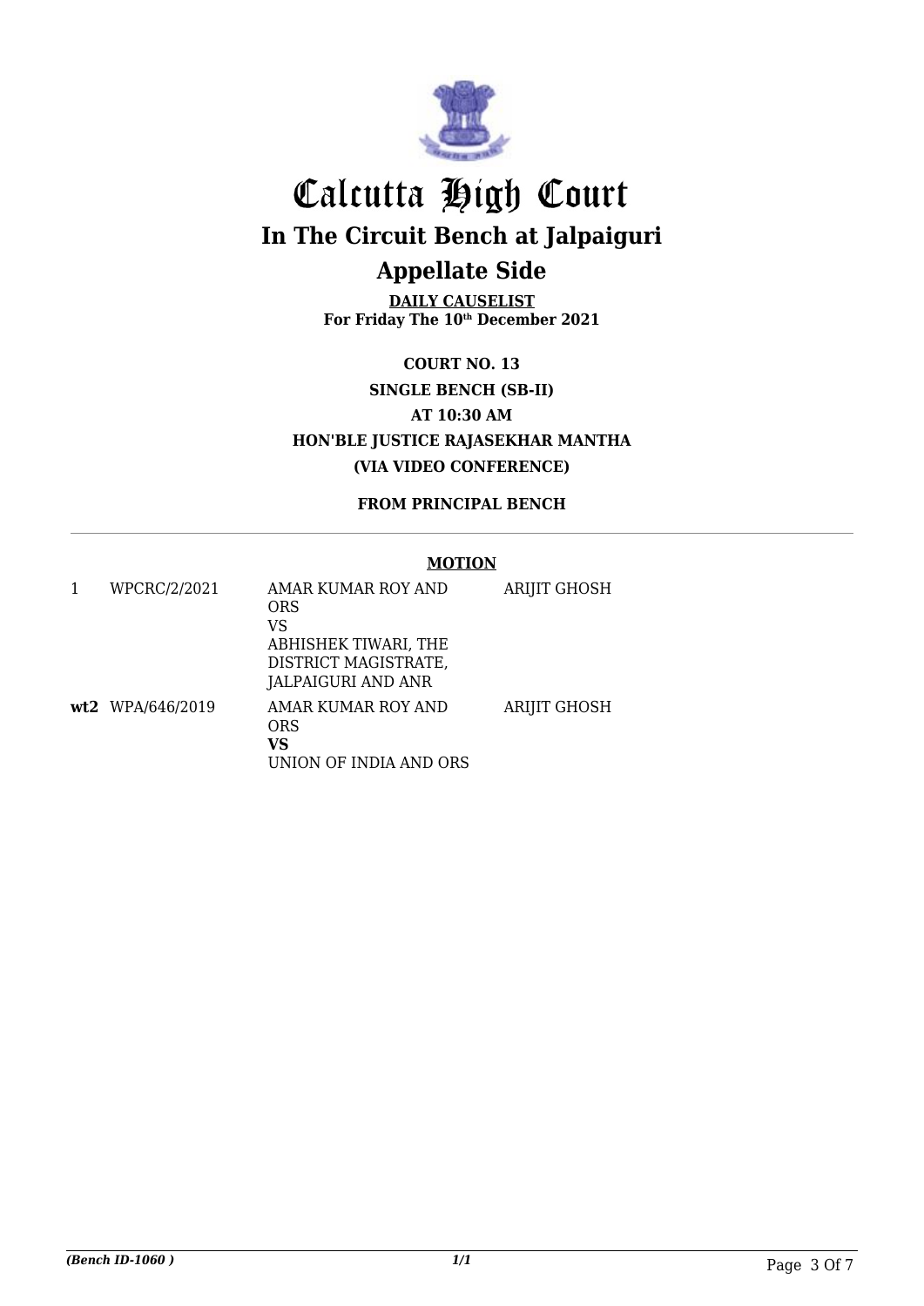# Calcutta High Court

## In The Circuit Bench at Jalpaiguri

## Appellate Side

**DAILY CAUSELIST**
**For Friday The 10th December 2021**

**COURT NO. 13**
**SINGLE BENCH (SB-II)**
**AT 10:30 AM**
**HON'BLE JUSTICE RAJASEKHAR MANTHA**
**(VIA VIDEO CONFERENCE)**

**FROM PRINCIPAL BENCH**

**MOTION**

| | | | |
|---|---|---|---|
| 1 | WPCRC/2/2021 | AMAR KUMAR ROY AND ORS<br>VS<br>ABHISHEK TIWARI, THE DISTRICT MAGISTRATE, JALPAIGURI AND ANR | ARIJIT GHOSH |
| **wt2** | WPA/646/2019 | AMAR KUMAR ROY AND ORS<br>**VS**<br>UNION OF INDIA AND ORS | ARIJIT GHOSH |

*(Bench ID-1060 )* 1/1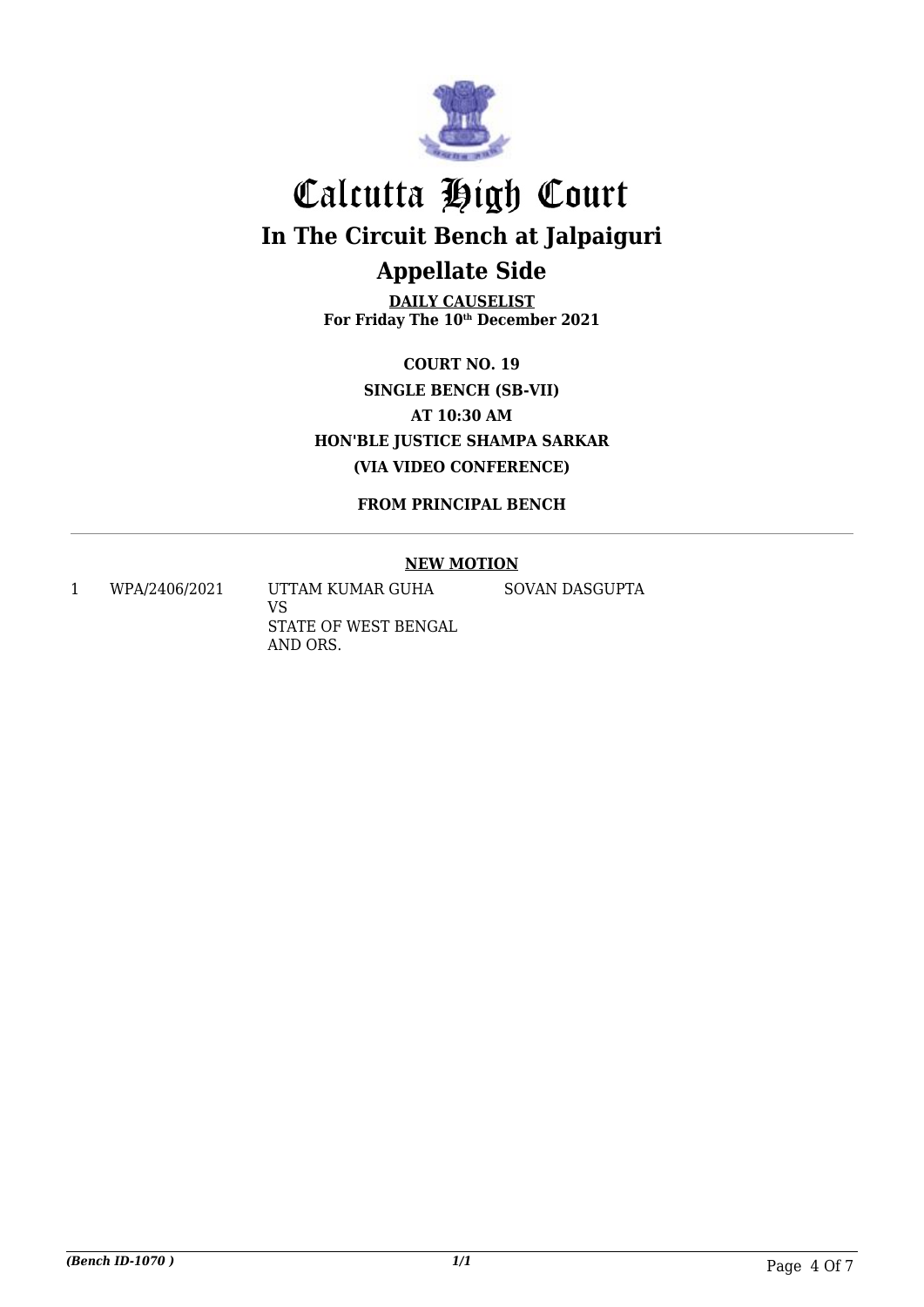# Calcutta High Court

## In The Circuit Bench at Jalpaiguri

## Appellate Side

**DAILY CAUSELIST**
**For Friday The 10th December 2021**

**COURT NO. 19**
**SINGLE BENCH (SB-VII)**
**AT 10:30 AM**
**HON'BLE JUSTICE SHAMPA SARKAR**
**(VIA VIDEO CONFERENCE)**

**FROM PRINCIPAL BENCH**

**NEW MOTION**

| | | | |
|---|---|---|---|
| 1 | WPA/2406/2021 | UTTAM KUMAR GUHA<br>VS<br>STATE OF WEST BENGAL AND ORS. | SOVAN DASGUPTA |

*(Bench ID-1070 )* *1/1*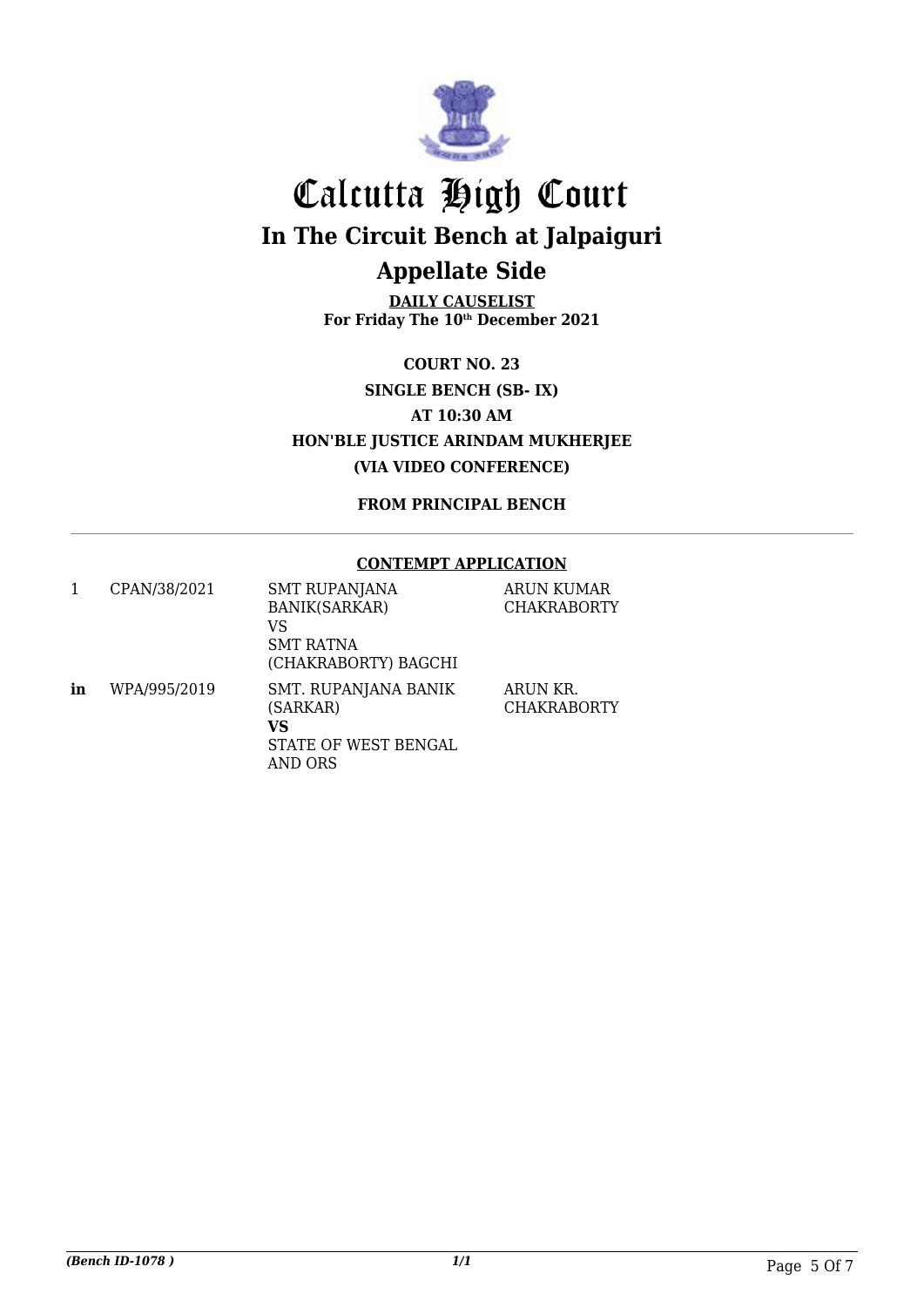# Calcutta High Court

## In The Circuit Bench at Jalpaiguri

## Appellate Side

**DAILY CAUSELIST**
**For Friday The 10th December 2021**

**COURT NO. 23**
**SINGLE BENCH (SB- IX)**
**AT 10:30 AM**
**HON'BLE JUSTICE ARINDAM MUKHERJEE**
**(VIA VIDEO CONFERENCE)**

**FROM PRINCIPAL BENCH**

**CONTEMPT APPLICATION**

| | | | |
|---|---|---|---|
| 1 | CPAN/38/2021 | SMT RUPANJANA BANIK(SARKAR) VS SMT RATNA (CHAKRABORTY) BAGCHI | ARUN KUMAR CHAKRABORTY |
| **in** | WPA/995/2019 | SMT. RUPANJANA BANIK (SARKAR) **VS** STATE OF WEST BENGAL AND ORS | ARUN KR. CHAKRABORTY |

*(Bench ID-1078 )* *1/1*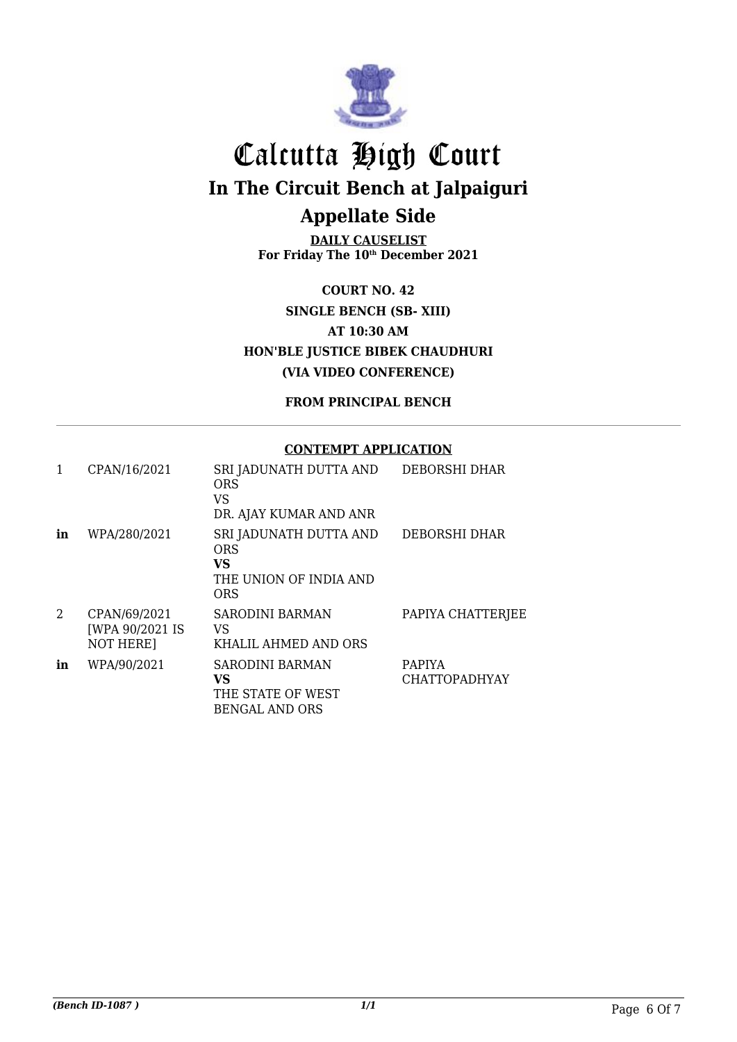# Calcutta High Court

## In The Circuit Bench at Jalpaiguri

## Appellate Side

**DAILY CAUSELIST**
**For Friday The 10th December 2021**

**COURT NO. 42**
**SINGLE BENCH (SB- XIII)**
**AT 10:30 AM**
**HON'BLE JUSTICE BIBEK CHAUDHURI**
**(VIA VIDEO CONFERENCE)**

**FROM PRINCIPAL BENCH**

**CONTEMPT APPLICATION**

| | | | |
|---|---|---|---|
| 1 | CPAN/16/2021 | SRI JADUNATH DUTTA AND ORS<br>VS<br>DR. AJAY KUMAR AND ANR | DEBORSHI DHAR |
| **in** | WPA/280/2021 | SRI JADUNATH DUTTA AND ORS<br>**VS**<br>THE UNION OF INDIA AND ORS | DEBORSHI DHAR |
| 2 | CPAN/69/2021 [WPA 90/2021 IS NOT HERE] | SARODINI BARMAN<br>VS<br>KHALIL AHMED AND ORS | PAPIYA CHATTERJEE |
| **in** | WPA/90/2021 | SARODINI BARMAN<br>**VS**<br>THE STATE OF WEST BENGAL AND ORS | PAPIYA CHATTOPADHYAY |

*(Bench ID-1087 )*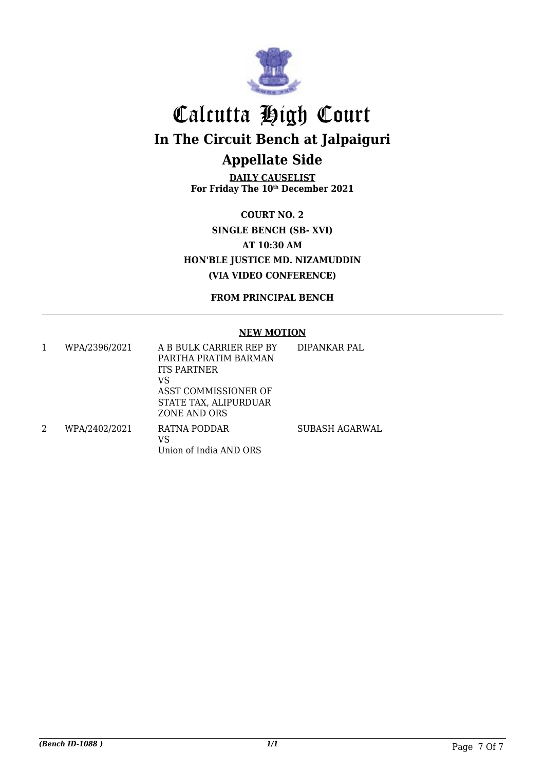# Calcutta High Court

## In The Circuit Bench at Jalpaiguri

## Appellate Side

**DAILY CAUSELIST**
**For Friday The 10th December 2021**

**COURT NO. 2**
**SINGLE BENCH (SB- XVI)**
**AT 10:30 AM**
**HON'BLE JUSTICE MD. NIZAMUDDIN**
**(VIA VIDEO CONFERENCE)**

**FROM PRINCIPAL BENCH**

**NEW MOTION**

| | | | |
|---|---|---|---|
| 1 | WPA/2396/2021 | A B BULK CARRIER REP BY PARTHA PRATIM BARMAN ITS PARTNER<br>VS<br>ASST COMMISSIONER OF STATE TAX, ALIPURDUAR ZONE AND ORS | DIPANKAR PAL |
| 2 | WPA/2402/2021 | RATNA PODDAR<br>VS<br>Union of India AND ORS | SUBASH AGARWAL |

*(Bench ID-1088 )* 1/1